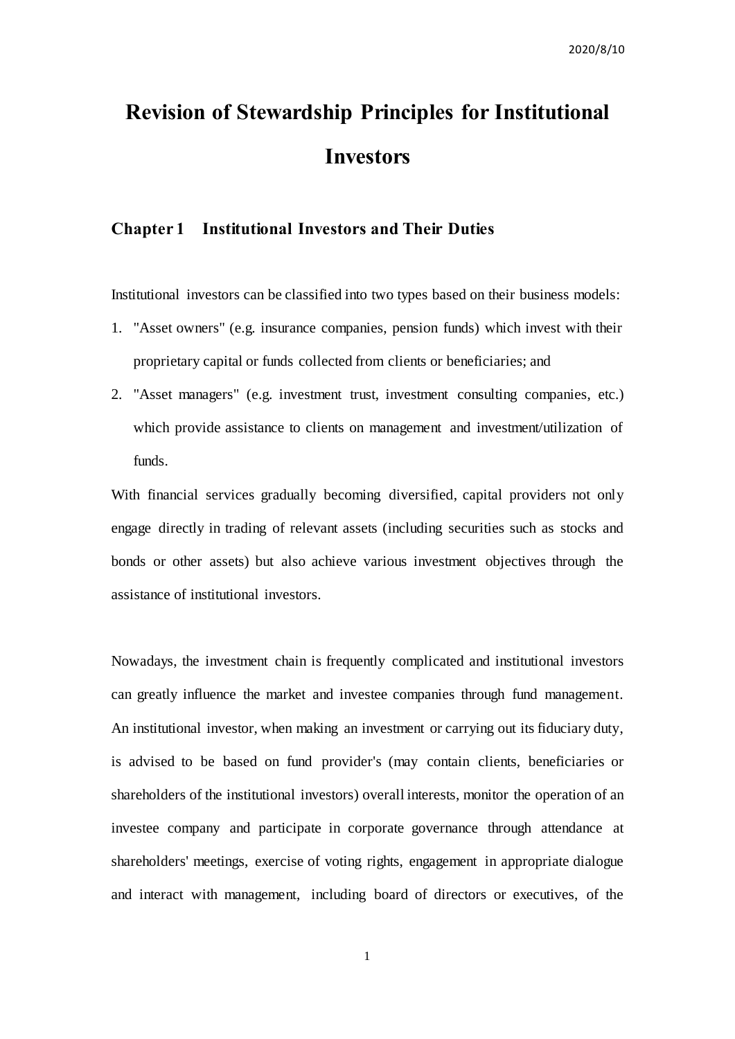2020/8/10

# Revision of Stewardship Principles for Institutional Investors

## Chapter 1 Institutional Investors and Their Duties

Institutional investors can be classified into two types based on their business models:

1. "Asset owners" (e.g. insurance companies, pension funds) which invest with their proprietary capital or funds collected from clients or beneficiaries; and
2. "Asset managers" (e.g. investment trust, investment consulting companies, etc.) which provide assistance to clients on management and investment/utilization of funds.

With financial services gradually becoming diversified, capital providers not only engage directly in trading of relevant assets (including securities such as stocks and bonds or other assets) but also achieve various investment objectives through the assistance of institutional investors.

Nowadays, the investment chain is frequently complicated and institutional investors can greatly influence the market and investee companies through fund management. An institutional investor, when making an investment or carrying out its fiduciary duty, is advised to be based on fund provider's (may contain clients, beneficiaries or shareholders of the institutional investors) overall interests, monitor the operation of an investee company and participate in corporate governance through attendance at shareholders' meetings, exercise of voting rights, engagement in appropriate dialogue and interact with management, including board of directors or executives, of the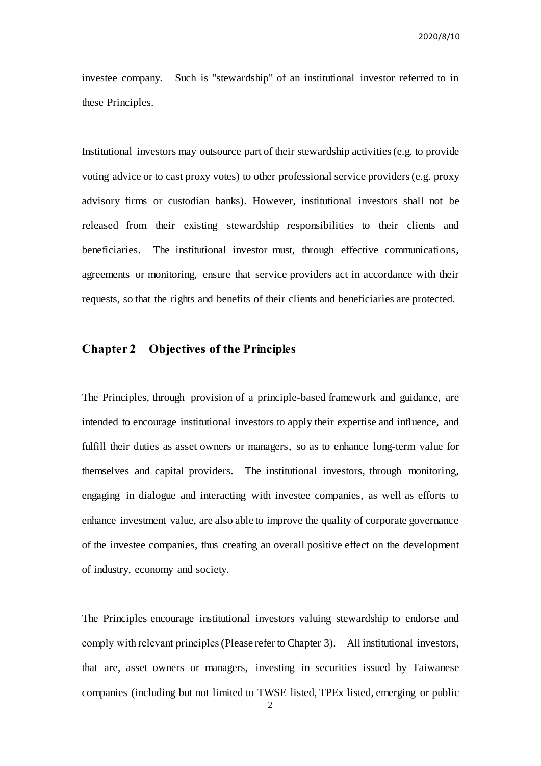investee company. Such is "stewardship" of an institutional investor referred to in these Principles.

Institutional investors may outsource part of their stewardship activities (e.g. to provide voting advice or to cast proxy votes) to other professional service providers (e.g. proxy advisory firms or custodian banks). However, institutional investors shall not be released from their existing stewardship responsibilities to their clients and beneficiaries. The institutional investor must, through effective communications, agreements or monitoring, ensure that service providers act in accordance with their requests, so that the rights and benefits of their clients and beneficiaries are protected.

## Chapter 2 Objectives of the Principles

The Principles, through provision of a principle-based framework and guidance, are intended to encourage institutional investors to apply their expertise and influence, and fulfill their duties as asset owners or managers, so as to enhance long-term value for themselves and capital providers. The institutional investors, through monitoring, engaging in dialogue and interacting with investee companies, as well as efforts to enhance investment value, are also able to improve the quality of corporate governance of the investee companies, thus creating an overall positive effect on the development of industry, economy and society.

The Principles encourage institutional investors valuing stewardship to endorse and comply with relevant principles (Please refer to Chapter 3). All institutional investors, that are, asset owners or managers, investing in securities issued by Taiwanese companies (including but not limited to TWSE listed, TPEx listed, emerging or public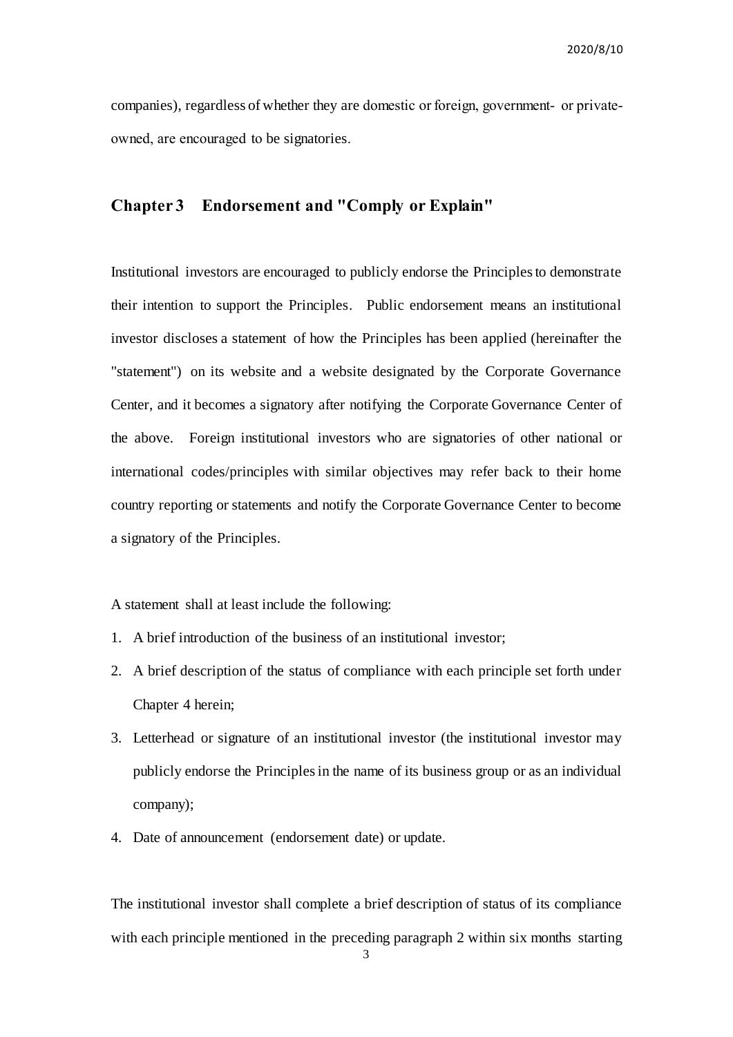companies), regardless of whether they are domestic or foreign, government- or private-owned, are encouraged to be signatories.

## Chapter 3 Endorsement and "Comply or Explain"

Institutional investors are encouraged to publicly endorse the Principles to demonstrate their intention to support the Principles. Public endorsement means an institutional investor discloses a statement of how the Principles has been applied (hereinafter the "statement") on its website and a website designated by the Corporate Governance Center, and it becomes a signatory after notifying the Corporate Governance Center of the above. Foreign institutional investors who are signatories of other national or international codes/principles with similar objectives may refer back to their home country reporting or statements and notify the Corporate Governance Center to become a signatory of the Principles.

A statement shall at least include the following:

1. A brief introduction of the business of an institutional investor;
2. A brief description of the status of compliance with each principle set forth under Chapter 4 herein;
3. Letterhead or signature of an institutional investor (the institutional investor may publicly endorse the Principles in the name of its business group or as an individual company);
4. Date of announcement (endorsement date) or update.

The institutional investor shall complete a brief description of status of its compliance with each principle mentioned in the preceding paragraph 2 within six months starting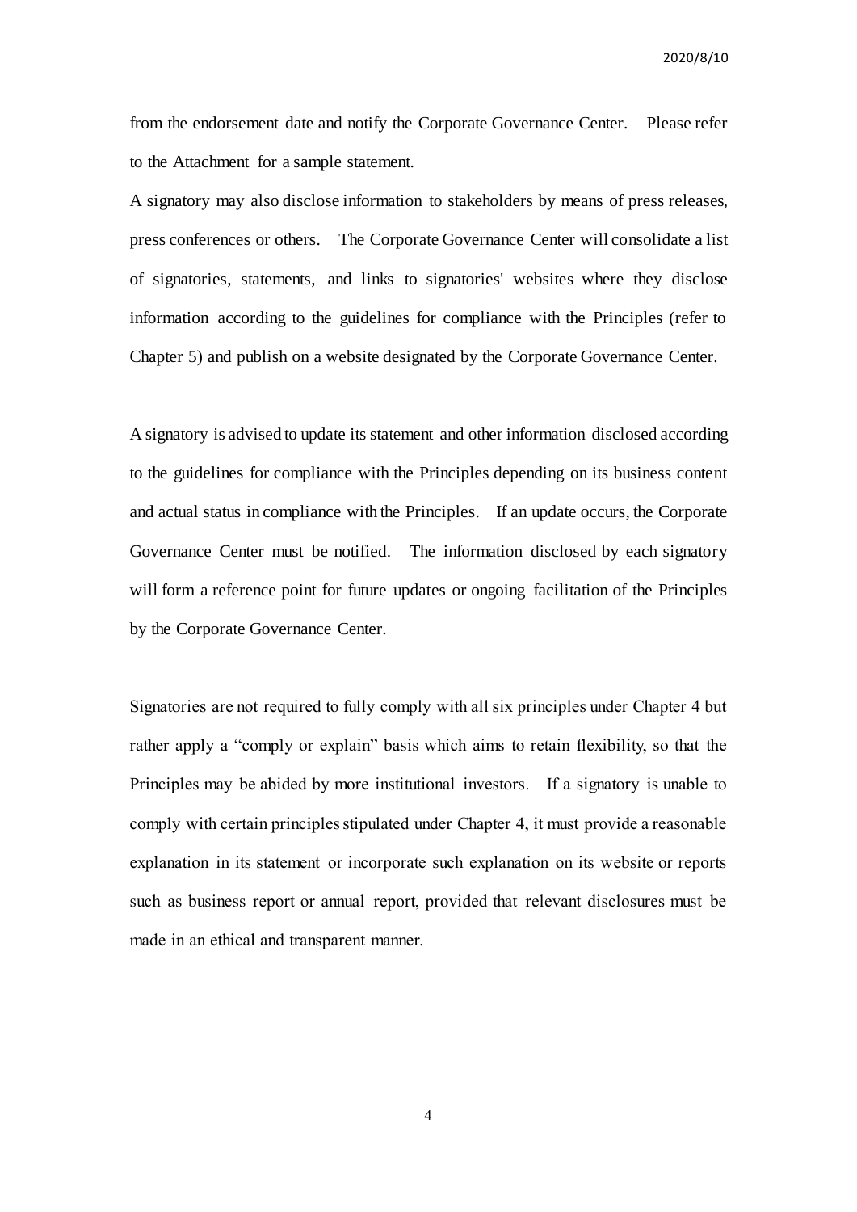from the endorsement date and notify the Corporate Governance Center. Please refer to the Attachment for a sample statement.

A signatory may also disclose information to stakeholders by means of press releases, press conferences or others. The Corporate Governance Center will consolidate a list of signatories, statements, and links to signatories' websites where they disclose information according to the guidelines for compliance with the Principles (refer to Chapter 5) and publish on a website designated by the Corporate Governance Center.

A signatory is advised to update its statement and other information disclosed according to the guidelines for compliance with the Principles depending on its business content and actual status in compliance with the Principles. If an update occurs, the Corporate Governance Center must be notified. The information disclosed by each signatory will form a reference point for future updates or ongoing facilitation of the Principles by the Corporate Governance Center.

Signatories are not required to fully comply with all six principles under Chapter 4 but rather apply a "comply or explain" basis which aims to retain flexibility, so that the Principles may be abided by more institutional investors. If a signatory is unable to comply with certain principles stipulated under Chapter 4, it must provide a reasonable explanation in its statement or incorporate such explanation on its website or reports such as business report or annual report, provided that relevant disclosures must be made in an ethical and transparent manner.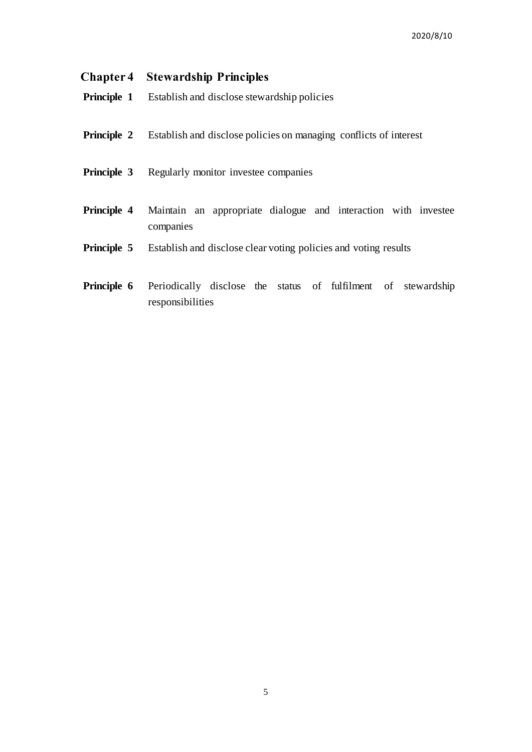## Chapter 4 Stewardship Principles

**Principle 1** Establish and disclose stewardship policies

**Principle 2** Establish and disclose policies on managing conflicts of interest

**Principle 3** Regularly monitor investee companies

**Principle 4** Maintain an appropriate dialogue and interaction with investee companies

**Principle 5** Establish and disclose clear voting policies and voting results

**Principle 6** Periodically disclose the status of fulfilment of stewardship responsibilities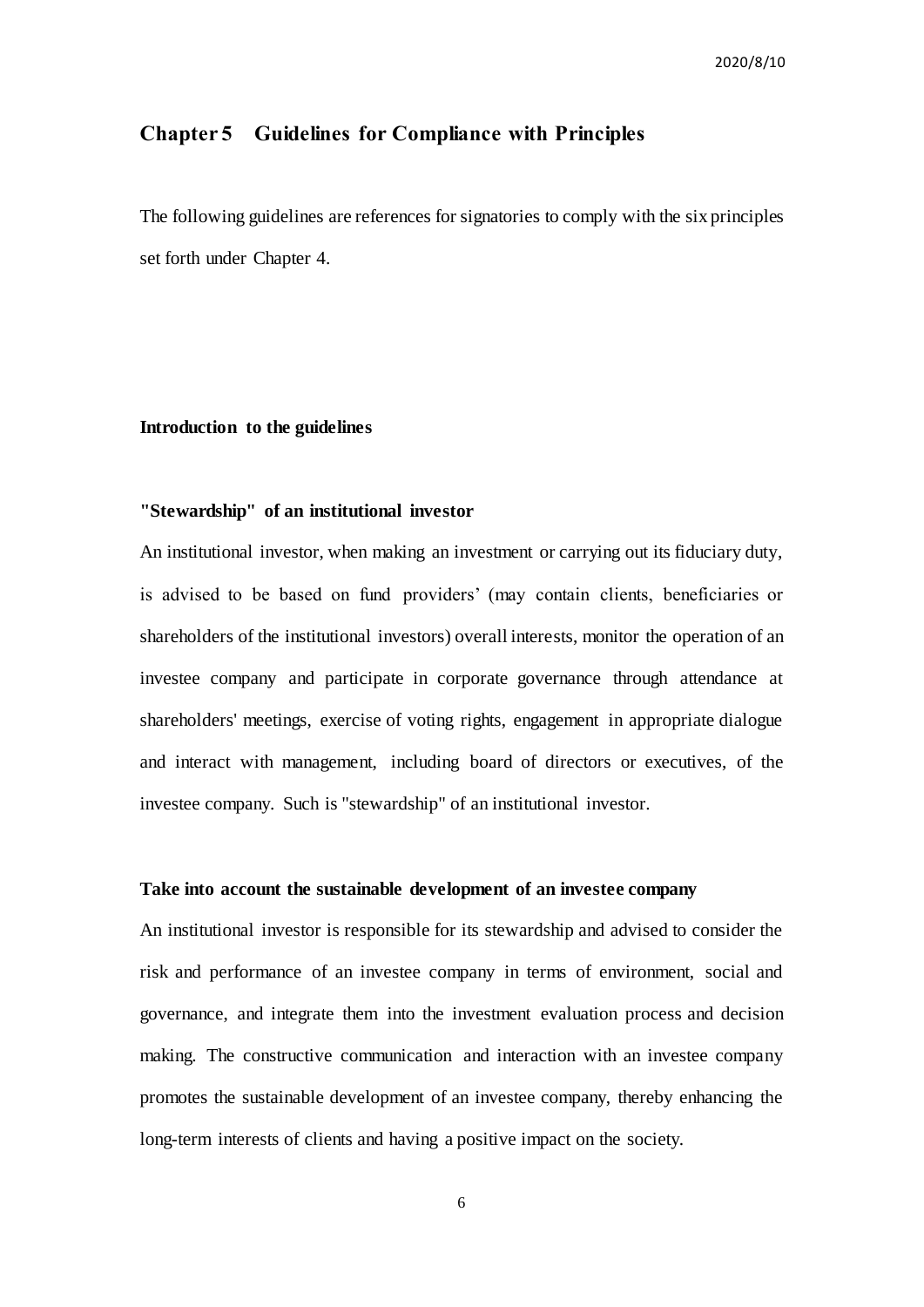## Chapter 5 Guidelines for Compliance with Principles

The following guidelines are references for signatories to comply with the six principles set forth under Chapter 4.

**Introduction to the guidelines**

**"Stewardship" of an institutional investor**

An institutional investor, when making an investment or carrying out its fiduciary duty, is advised to be based on fund providers' (may contain clients, beneficiaries or shareholders of the institutional investors) overall interests, monitor the operation of an investee company and participate in corporate governance through attendance at shareholders' meetings, exercise of voting rights, engagement in appropriate dialogue and interact with management, including board of directors or executives, of the investee company. Such is "stewardship" of an institutional investor.

**Take into account the sustainable development of an investee company**

An institutional investor is responsible for its stewardship and advised to consider the risk and performance of an investee company in terms of environment, social and governance, and integrate them into the investment evaluation process and decision making. The constructive communication and interaction with an investee company promotes the sustainable development of an investee company, thereby enhancing the long-term interests of clients and having a positive impact on the society.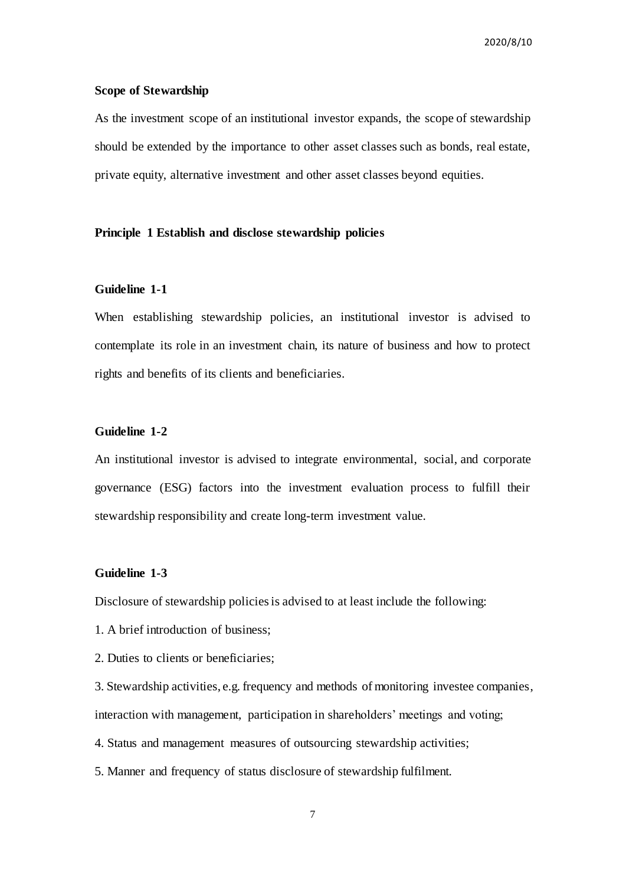**Scope of Stewardship**

As the investment scope of an institutional investor expands, the scope of stewardship should be extended by the importance to other asset classes such as bonds, real estate, private equity, alternative investment and other asset classes beyond equities.

## Principle 1 Establish and disclose stewardship policies

### Guideline 1-1

When establishing stewardship policies, an institutional investor is advised to contemplate its role in an investment chain, its nature of business and how to protect rights and benefits of its clients and beneficiaries.

### Guideline 1-2

An institutional investor is advised to integrate environmental, social, and corporate governance (ESG) factors into the investment evaluation process to fulfill their stewardship responsibility and create long-term investment value.

### Guideline 1-3

Disclosure of stewardship policies is advised to at least include the following:

1. A brief introduction of business;
2. Duties to clients or beneficiaries;
3. Stewardship activities, e.g. frequency and methods of monitoring investee companies, interaction with management, participation in shareholders' meetings and voting;
4. Status and management measures of outsourcing stewardship activities;
5. Manner and frequency of status disclosure of stewardship fulfilment.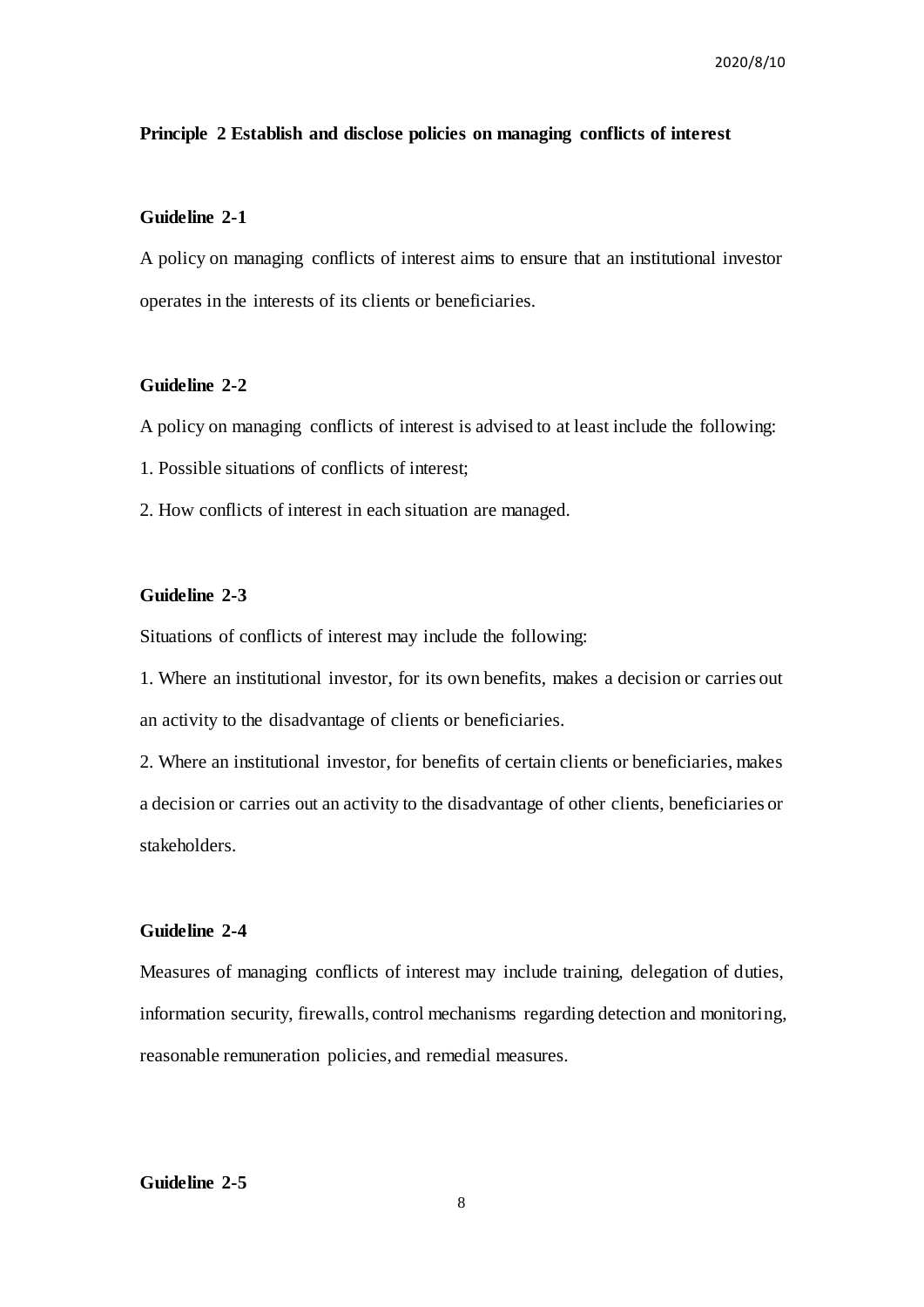## Principle 2 Establish and disclose policies on managing conflicts of interest

### Guideline 2-1

A policy on managing conflicts of interest aims to ensure that an institutional investor operates in the interests of its clients or beneficiaries.

### Guideline 2-2

A policy on managing conflicts of interest is advised to at least include the following:

1. Possible situations of conflicts of interest;
2. How conflicts of interest in each situation are managed.

### Guideline 2-3

Situations of conflicts of interest may include the following:

1. Where an institutional investor, for its own benefits, makes a decision or carries out an activity to the disadvantage of clients or beneficiaries.
2. Where an institutional investor, for benefits of certain clients or beneficiaries, makes a decision or carries out an activity to the disadvantage of other clients, beneficiaries or stakeholders.

### Guideline 2-4

Measures of managing conflicts of interest may include training, delegation of duties, information security, firewalls, control mechanisms regarding detection and monitoring, reasonable remuneration policies, and remedial measures.

### Guideline 2-5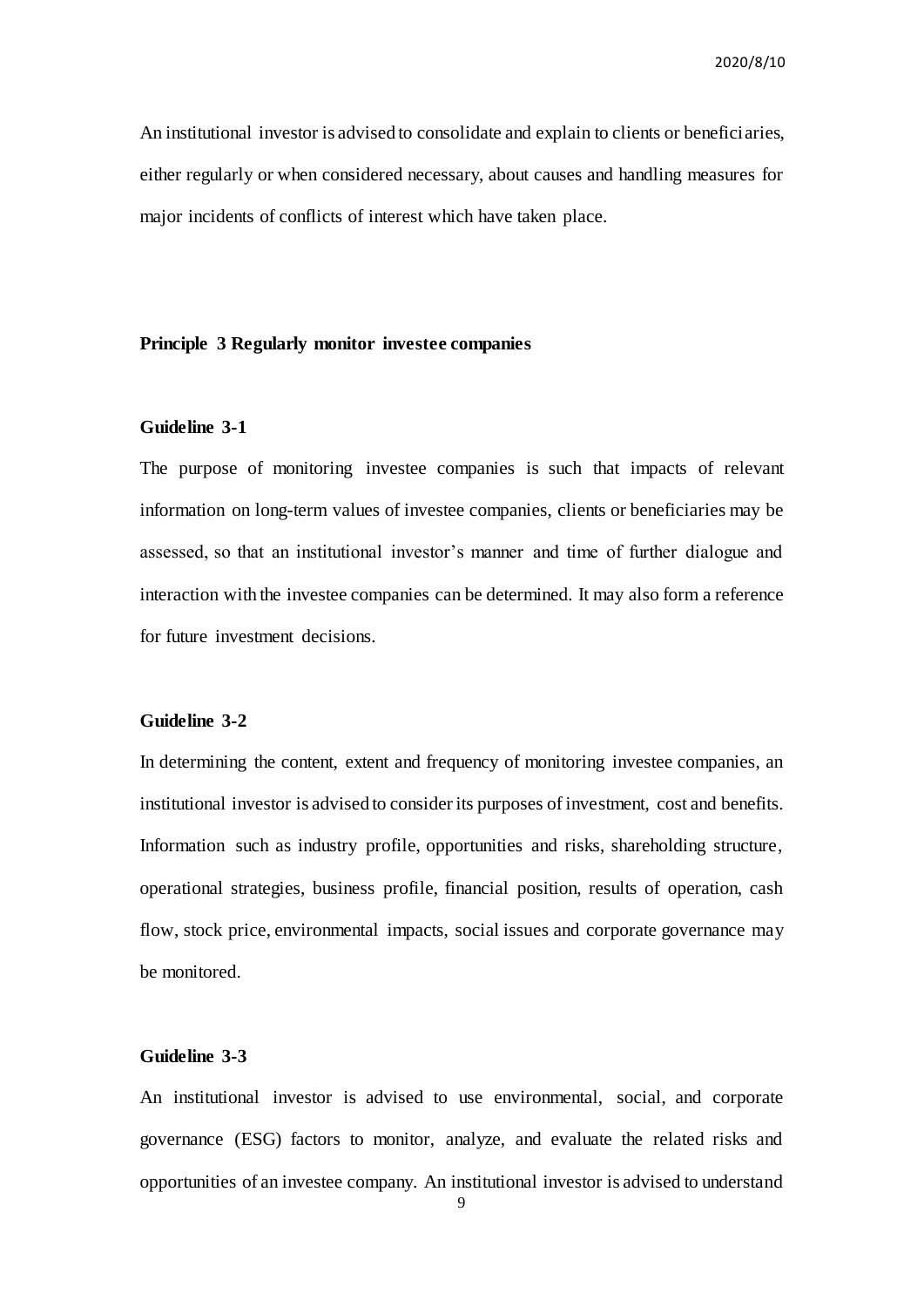An institutional investor is advised to consolidate and explain to clients or beneficiaries, either regularly or when considered necessary, about causes and handling measures for major incidents of conflicts of interest which have taken place.

## Principle 3 Regularly monitor investee companies

### Guideline 3-1

The purpose of monitoring investee companies is such that impacts of relevant information on long-term values of investee companies, clients or beneficiaries may be assessed, so that an institutional investor's manner and time of further dialogue and interaction with the investee companies can be determined. It may also form a reference for future investment decisions.

### Guideline 3-2

In determining the content, extent and frequency of monitoring investee companies, an institutional investor is advised to consider its purposes of investment, cost and benefits. Information such as industry profile, opportunities and risks, shareholding structure, operational strategies, business profile, financial position, results of operation, cash flow, stock price, environmental impacts, social issues and corporate governance may be monitored.

### Guideline 3-3

An institutional investor is advised to use environmental, social, and corporate governance (ESG) factors to monitor, analyze, and evaluate the related risks and opportunities of an investee company. An institutional investor is advised to understand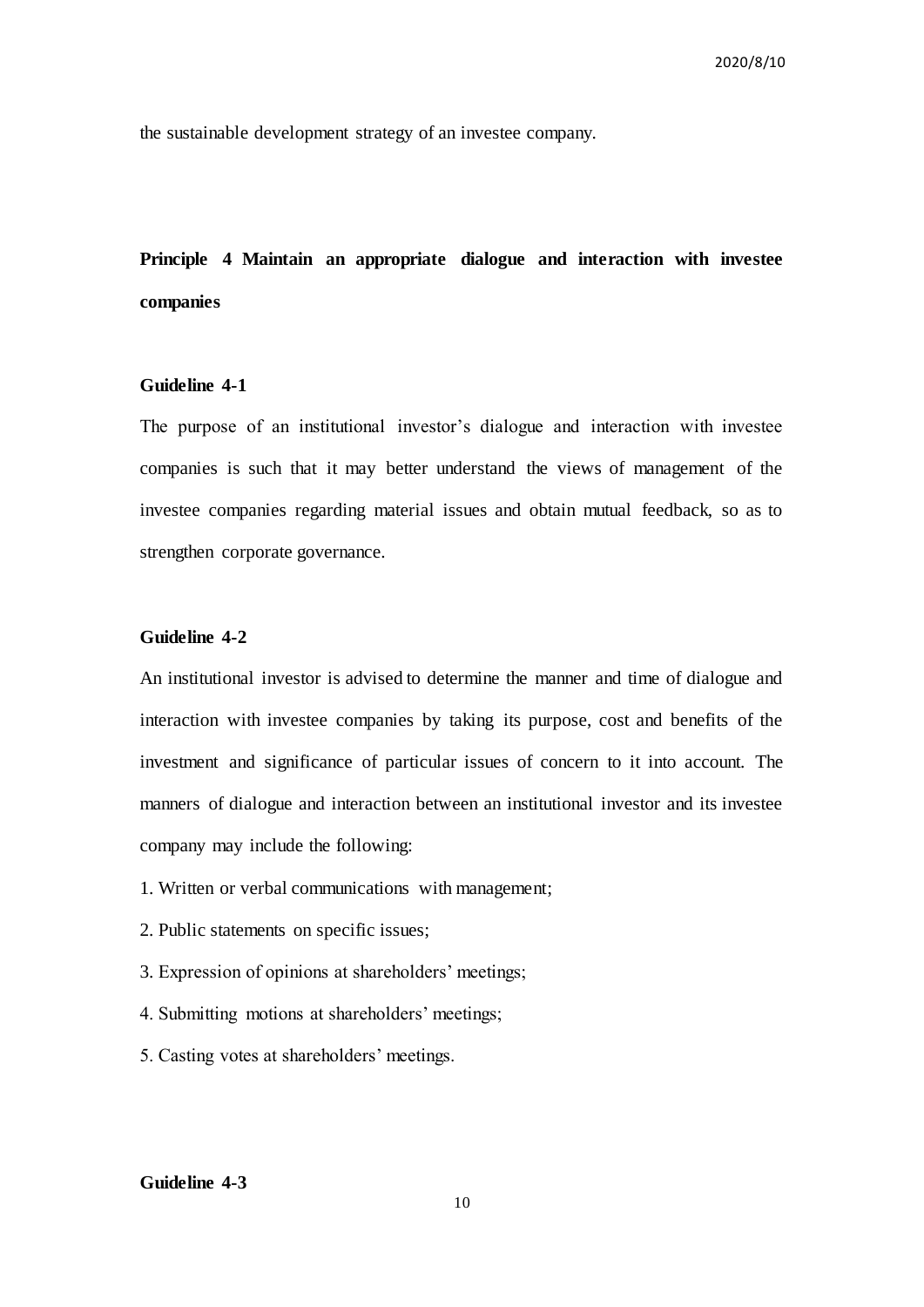the sustainable development strategy of an investee company.

## Principle 4 Maintain an appropriate dialogue and interaction with investee companies

### Guideline 4-1

The purpose of an institutional investor's dialogue and interaction with investee companies is such that it may better understand the views of management of the investee companies regarding material issues and obtain mutual feedback, so as to strengthen corporate governance.

### Guideline 4-2

An institutional investor is advised to determine the manner and time of dialogue and interaction with investee companies by taking its purpose, cost and benefits of the investment and significance of particular issues of concern to it into account. The manners of dialogue and interaction between an institutional investor and its investee company may include the following:

1. Written or verbal communications with management;
2. Public statements on specific issues;
3. Expression of opinions at shareholders' meetings;
4. Submitting motions at shareholders' meetings;
5. Casting votes at shareholders' meetings.

### Guideline 4-3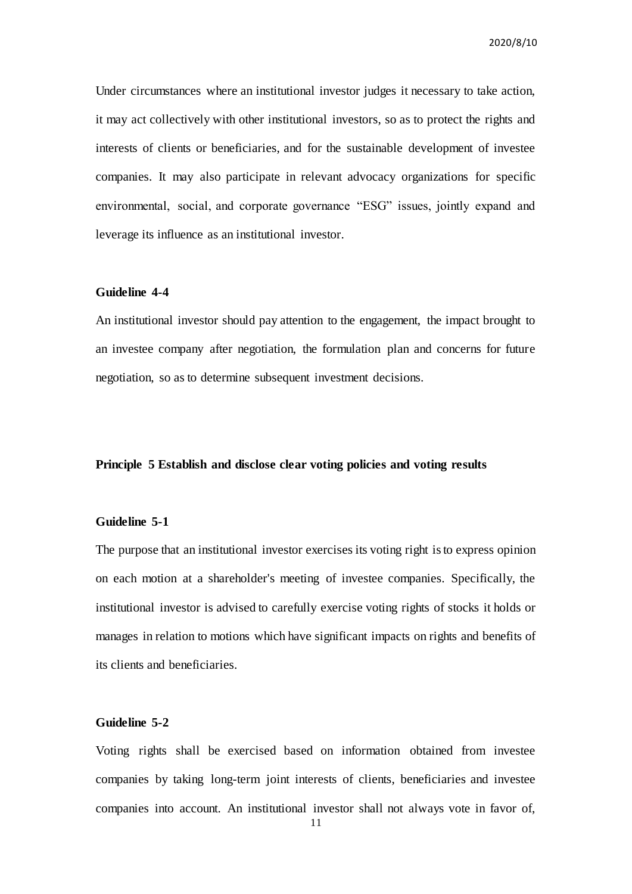Under circumstances where an institutional investor judges it necessary to take action, it may act collectively with other institutional investors, so as to protect the rights and interests of clients or beneficiaries, and for the sustainable development of investee companies. It may also participate in relevant advocacy organizations for specific environmental, social, and corporate governance "ESG" issues, jointly expand and leverage its influence as an institutional investor.

**Guideline 4-4**

An institutional investor should pay attention to the engagement, the impact brought to an investee company after negotiation, the formulation plan and concerns for future negotiation, so as to determine subsequent investment decisions.

## Principle 5 Establish and disclose clear voting policies and voting results

**Guideline 5-1**

The purpose that an institutional investor exercises its voting right is to express opinion on each motion at a shareholder's meeting of investee companies. Specifically, the institutional investor is advised to carefully exercise voting rights of stocks it holds or manages in relation to motions which have significant impacts on rights and benefits of its clients and beneficiaries.

**Guideline 5-2**

Voting rights shall be exercised based on information obtained from investee companies by taking long-term joint interests of clients, beneficiaries and investee companies into account. An institutional investor shall not always vote in favor of,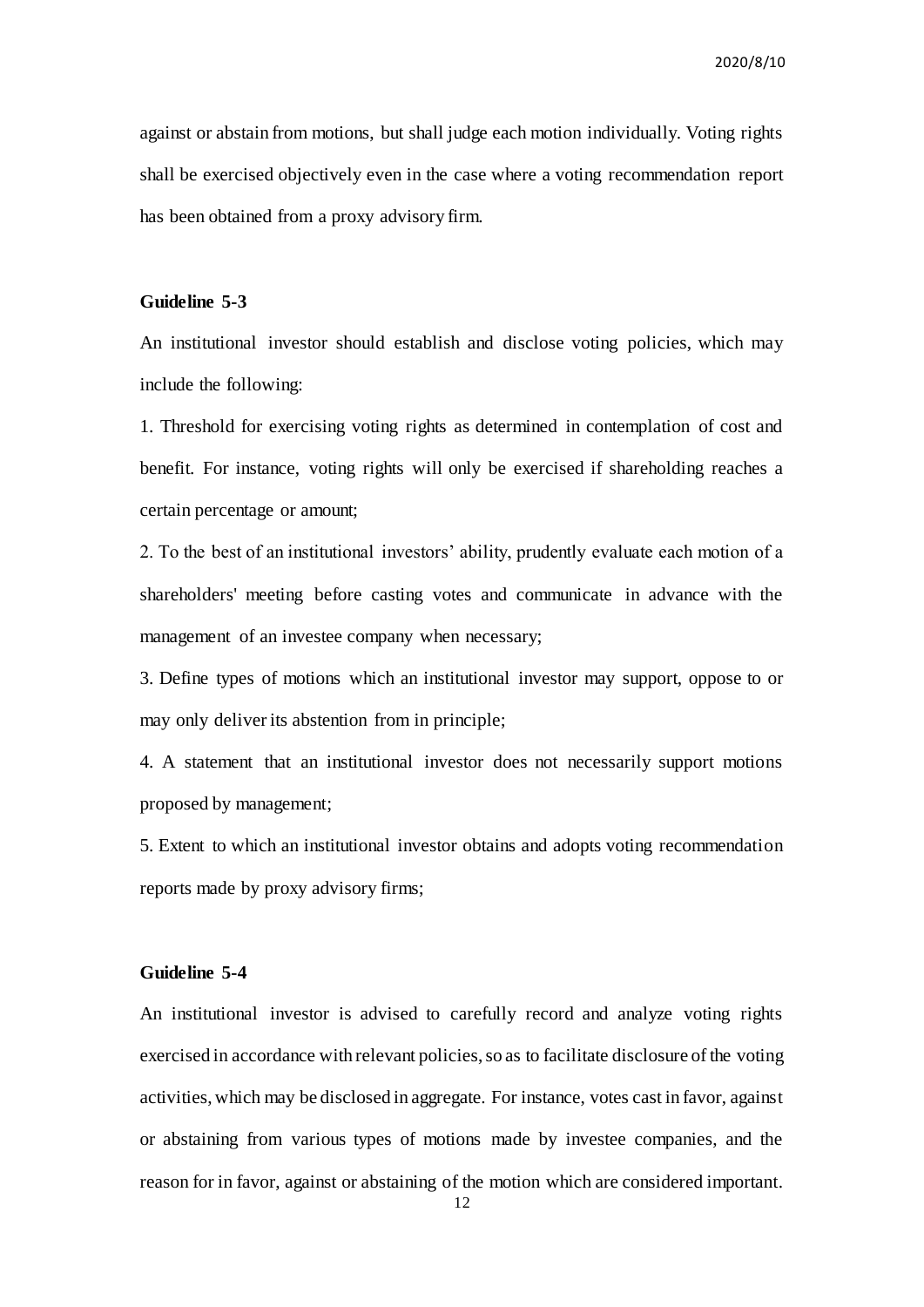against or abstain from motions, but shall judge each motion individually. Voting rights shall be exercised objectively even in the case where a voting recommendation report has been obtained from a proxy advisory firm.

**Guideline 5-3**

An institutional investor should establish and disclose voting policies, which may include the following:

1. Threshold for exercising voting rights as determined in contemplation of cost and benefit. For instance, voting rights will only be exercised if shareholding reaches a certain percentage or amount;
2. To the best of an institutional investors' ability, prudently evaluate each motion of a shareholders' meeting before casting votes and communicate in advance with the management of an investee company when necessary;
3. Define types of motions which an institutional investor may support, oppose to or may only deliver its abstention from in principle;
4. A statement that an institutional investor does not necessarily support motions proposed by management;
5. Extent to which an institutional investor obtains and adopts voting recommendation reports made by proxy advisory firms;

**Guideline 5-4**

An institutional investor is advised to carefully record and analyze voting rights exercised in accordance with relevant policies, so as to facilitate disclosure of the voting activities, which may be disclosed in aggregate. For instance, votes cast in favor, against or abstaining from various types of motions made by investee companies, and the reason for in favor, against or abstaining of the motion which are considered important.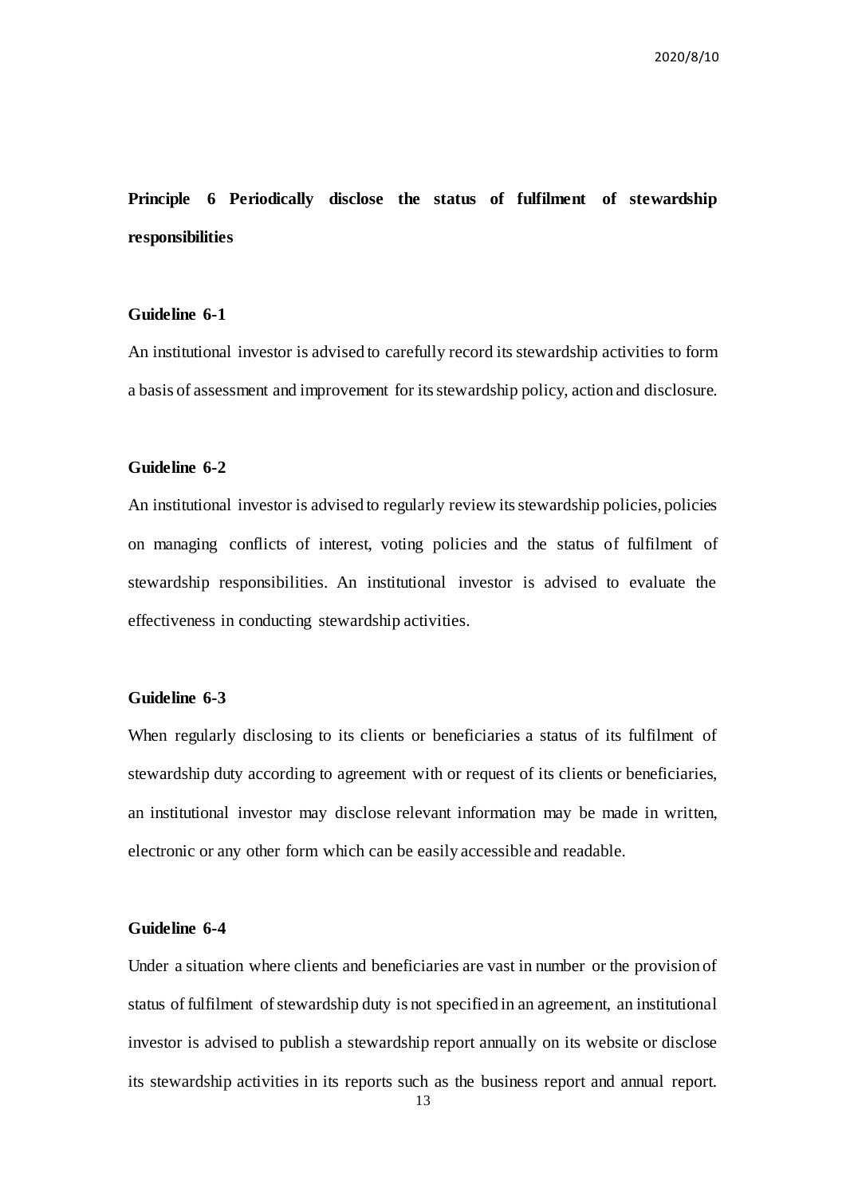## Principle 6 Periodically disclose the status of fulfilment of stewardship responsibilities

### Guideline 6-1

An institutional investor is advised to carefully record its stewardship activities to form a basis of assessment and improvement for its stewardship policy, action and disclosure.

### Guideline 6-2

An institutional investor is advised to regularly review its stewardship policies, policies on managing conflicts of interest, voting policies and the status of fulfilment of stewardship responsibilities. An institutional investor is advised to evaluate the effectiveness in conducting stewardship activities.

### Guideline 6-3

When regularly disclosing to its clients or beneficiaries a status of its fulfilment of stewardship duty according to agreement with or request of its clients or beneficiaries, an institutional investor may disclose relevant information may be made in written, electronic or any other form which can be easily accessible and readable.

### Guideline 6-4

Under a situation where clients and beneficiaries are vast in number or the provision of status of fulfilment of stewardship duty is not specified in an agreement, an institutional investor is advised to publish a stewardship report annually on its website or disclose its stewardship activities in its reports such as the business report and annual report.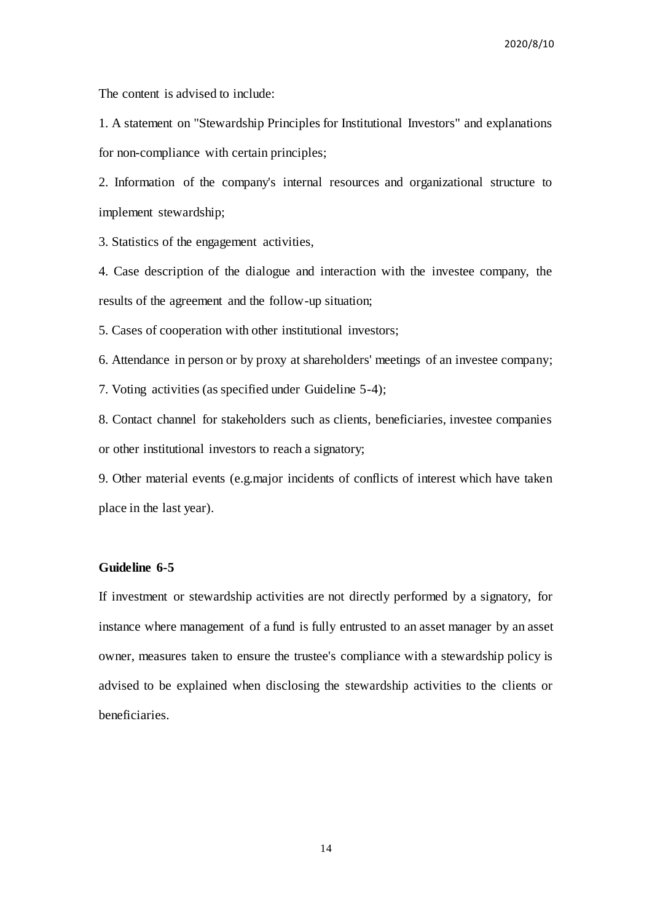The content is advised to include:

1. A statement on "Stewardship Principles for Institutional Investors" and explanations for non-compliance with certain principles;
2. Information of the company's internal resources and organizational structure to implement stewardship;
3. Statistics of the engagement activities,
4. Case description of the dialogue and interaction with the investee company, the results of the agreement and the follow-up situation;
5. Cases of cooperation with other institutional investors;
6. Attendance in person or by proxy at shareholders' meetings of an investee company;
7. Voting activities (as specified under Guideline 5-4);
8. Contact channel for stakeholders such as clients, beneficiaries, investee companies or other institutional investors to reach a signatory;
9. Other material events (e.g.major incidents of conflicts of interest which have taken place in the last year).

**Guideline 6-5**

If investment or stewardship activities are not directly performed by a signatory, for instance where management of a fund is fully entrusted to an asset manager by an asset owner, measures taken to ensure the trustee's compliance with a stewardship policy is advised to be explained when disclosing the stewardship activities to the clients or beneficiaries.